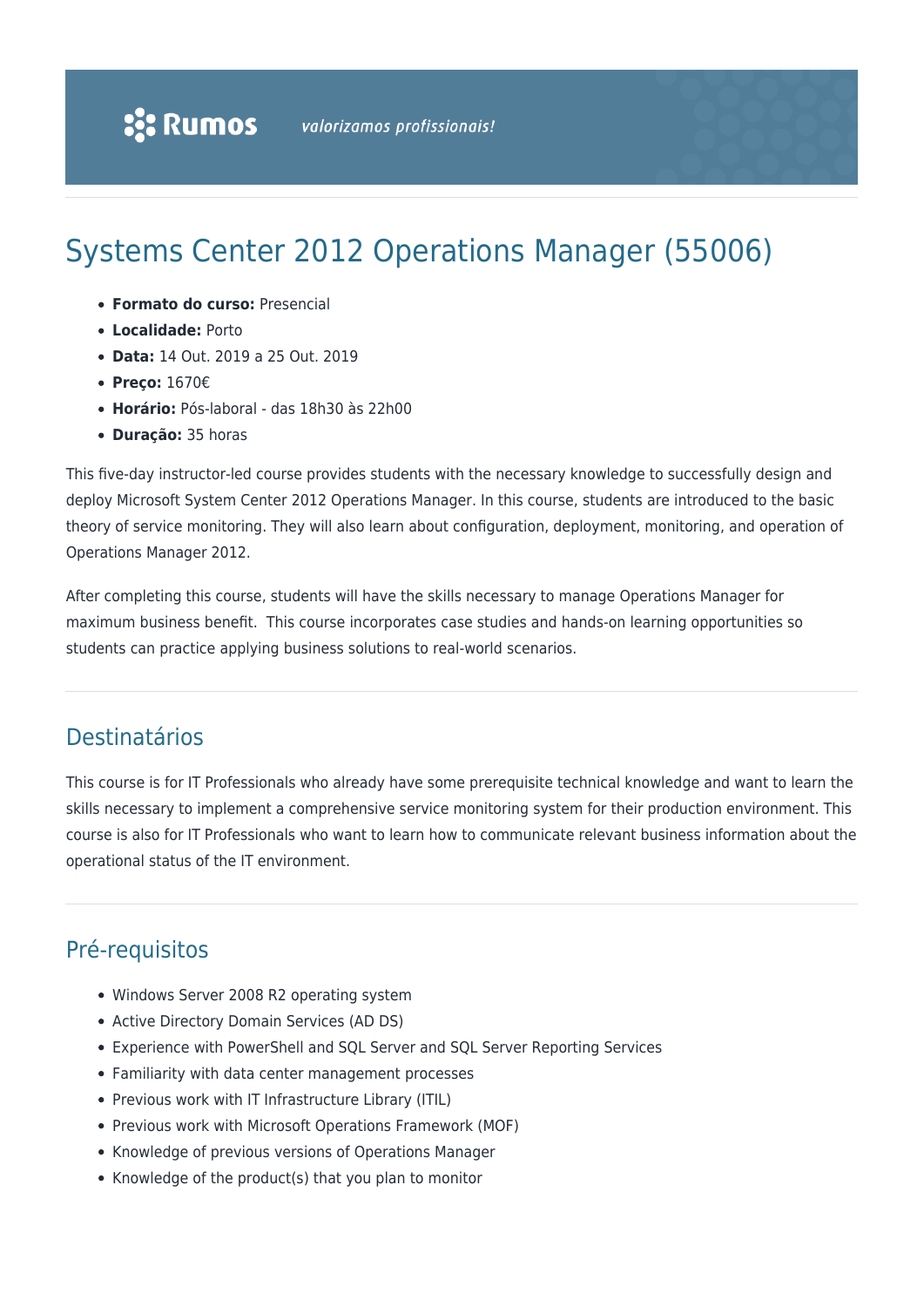Rumos valorizamos profissionais!

# Systems Center 2012 Operations Manager (55006)

- **Formato do curso:** Presencial
- **Localidade:** Porto
- **Data:** 14 Out. 2019 a 25 Out. 2019
- **Preço:** 1670€
- **Horário:** Pós-laboral - das 18h30 às 22h00
- **Duração:** 35 horas

This five-day instructor-led course provides students with the necessary knowledge to successfully design and deploy Microsoft System Center 2012 Operations Manager. In this course, students are introduced to the basic theory of service monitoring. They will also learn about configuration, deployment, monitoring, and operation of Operations Manager 2012.

After completing this course, students will have the skills necessary to manage Operations Manager for maximum business benefit. This course incorporates case studies and hands-on learning opportunities so students can practice applying business solutions to real-world scenarios.

## Destinatários

This course is for IT Professionals who already have some prerequisite technical knowledge and want to learn the skills necessary to implement a comprehensive service monitoring system for their production environment. This course is also for IT Professionals who want to learn how to communicate relevant business information about the operational status of the IT environment.

## Pré-requisitos

- Windows Server 2008 R2 operating system
- Active Directory Domain Services (AD DS)
- Experience with PowerShell and SQL Server and SQL Server Reporting Services
- Familiarity with data center management processes
- Previous work with IT Infrastructure Library (ITIL)
- Previous work with Microsoft Operations Framework (MOF)
- Knowledge of previous versions of Operations Manager
- Knowledge of the product(s) that you plan to monitor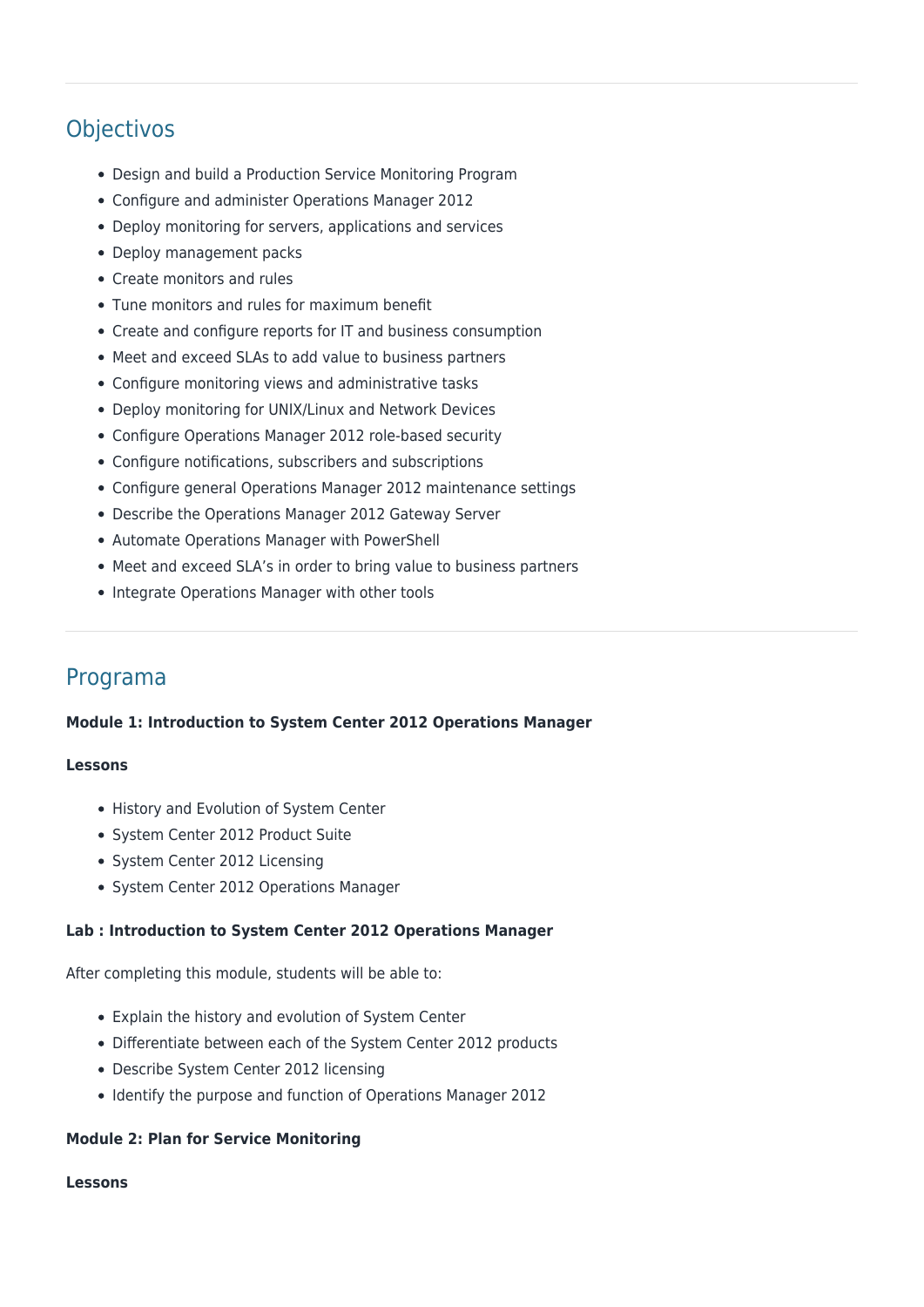## Objectivos

- Design and build a Production Service Monitoring Program
- Configure and administer Operations Manager 2012
- Deploy monitoring for servers, applications and services
- Deploy management packs
- Create monitors and rules
- Tune monitors and rules for maximum benefit
- Create and configure reports for IT and business consumption
- Meet and exceed SLAs to add value to business partners
- Configure monitoring views and administrative tasks
- Deploy monitoring for UNIX/Linux and Network Devices
- Configure Operations Manager 2012 role-based security
- Configure notifications, subscribers and subscriptions
- Configure general Operations Manager 2012 maintenance settings
- Describe the Operations Manager 2012 Gateway Server
- Automate Operations Manager with PowerShell
- Meet and exceed SLA's in order to bring value to business partners
- Integrate Operations Manager with other tools

## Programa

**Module 1: Introduction to System Center 2012 Operations Manager**

**Lessons**

- History and Evolution of System Center
- System Center 2012 Product Suite
- System Center 2012 Licensing
- System Center 2012 Operations Manager

**Lab : Introduction to System Center 2012 Operations Manager**

After completing this module, students will be able to:

- Explain the history and evolution of System Center
- Differentiate between each of the System Center 2012 products
- Describe System Center 2012 licensing
- Identify the purpose and function of Operations Manager 2012

**Module 2: Plan for Service Monitoring**

**Lessons**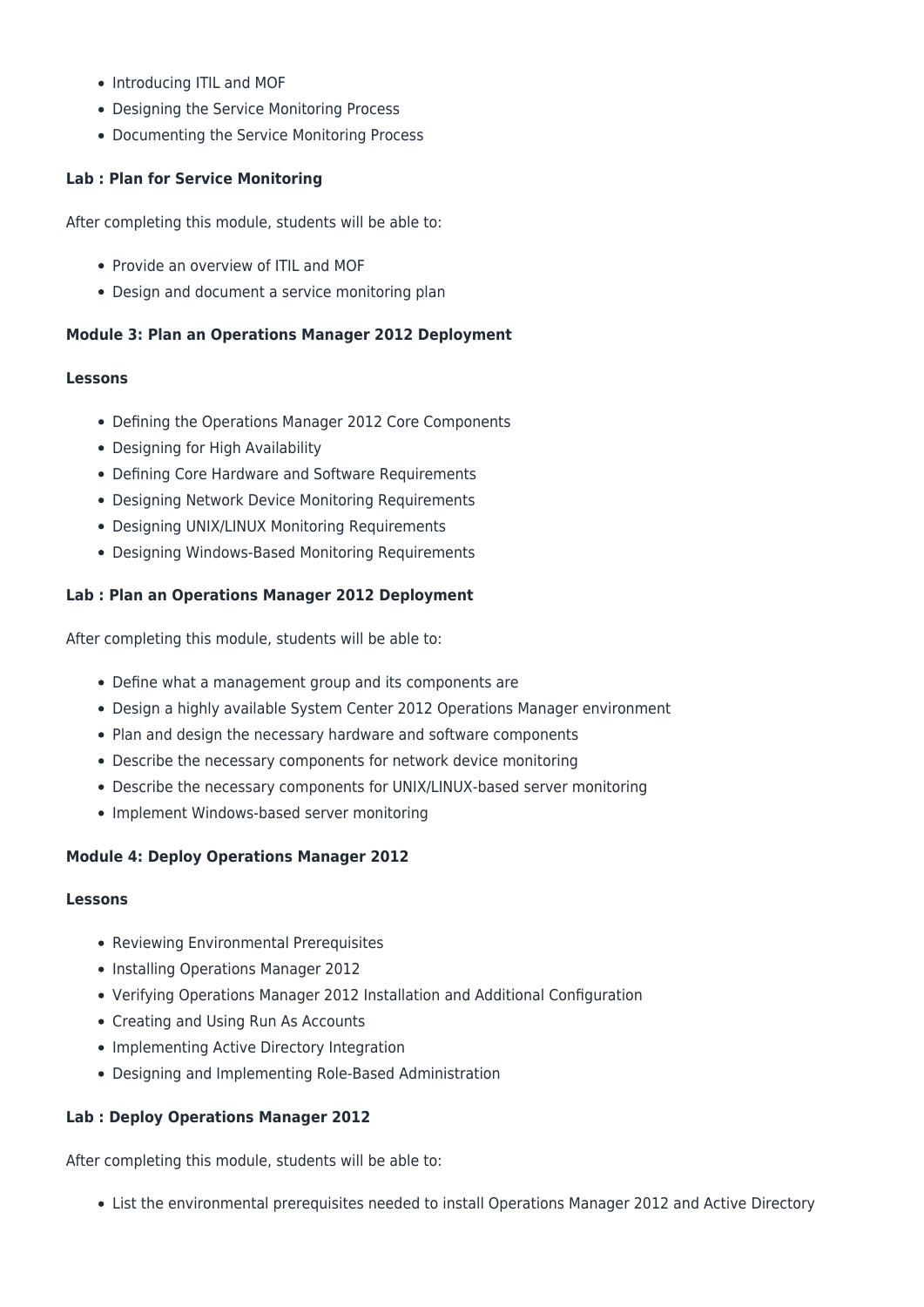- Introducing ITIL and MOF
- Designing the Service Monitoring Process
- Documenting the Service Monitoring Process

**Lab : Plan for Service Monitoring**

After completing this module, students will be able to:

- Provide an overview of ITIL and MOF
- Design and document a service monitoring plan

**Module 3: Plan an Operations Manager 2012 Deployment**

**Lessons**

- Defining the Operations Manager 2012 Core Components
- Designing for High Availability
- Defining Core Hardware and Software Requirements
- Designing Network Device Monitoring Requirements
- Designing UNIX/LINUX Monitoring Requirements
- Designing Windows-Based Monitoring Requirements

**Lab : Plan an Operations Manager 2012 Deployment**

After completing this module, students will be able to:

- Define what a management group and its components are
- Design a highly available System Center 2012 Operations Manager environment
- Plan and design the necessary hardware and software components
- Describe the necessary components for network device monitoring
- Describe the necessary components for UNIX/LINUX-based server monitoring
- Implement Windows-based server monitoring

**Module 4: Deploy Operations Manager 2012**

**Lessons**

- Reviewing Environmental Prerequisites
- Installing Operations Manager 2012
- Verifying Operations Manager 2012 Installation and Additional Configuration
- Creating and Using Run As Accounts
- Implementing Active Directory Integration
- Designing and Implementing Role-Based Administration

**Lab : Deploy Operations Manager 2012**

After completing this module, students will be able to:

- List the environmental prerequisites needed to install Operations Manager 2012 and Active Directory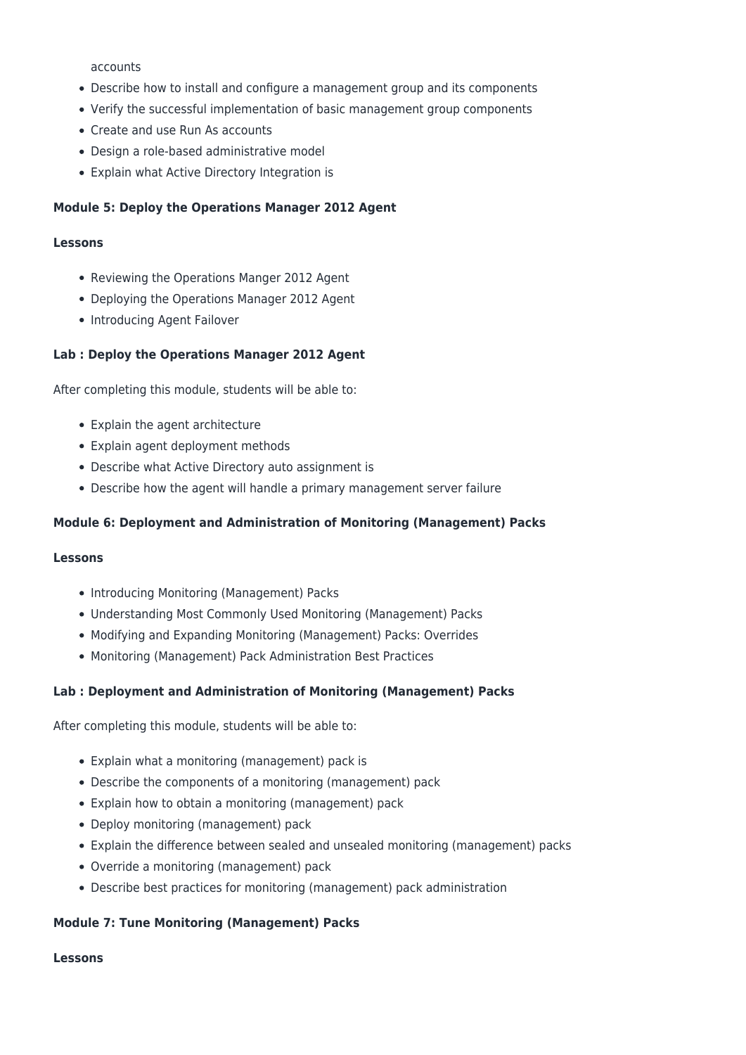accounts

- Describe how to install and configure a management group and its components
- Verify the successful implementation of basic management group components
- Create and use Run As accounts
- Design a role-based administrative model
- Explain what Active Directory Integration is

**Module 5: Deploy the Operations Manager 2012 Agent**

**Lessons**

- Reviewing the Operations Manger 2012 Agent
- Deploying the Operations Manager 2012 Agent
- Introducing Agent Failover

**Lab : Deploy the Operations Manager 2012 Agent**

After completing this module, students will be able to:

- Explain the agent architecture
- Explain agent deployment methods
- Describe what Active Directory auto assignment is
- Describe how the agent will handle a primary management server failure

**Module 6: Deployment and Administration of Monitoring (Management) Packs**

**Lessons**

- Introducing Monitoring (Management) Packs
- Understanding Most Commonly Used Monitoring (Management) Packs
- Modifying and Expanding Monitoring (Management) Packs: Overrides
- Monitoring (Management) Pack Administration Best Practices

**Lab : Deployment and Administration of Monitoring (Management) Packs**

After completing this module, students will be able to:

- Explain what a monitoring (management) pack is
- Describe the components of a monitoring (management) pack
- Explain how to obtain a monitoring (management) pack
- Deploy monitoring (management) pack
- Explain the difference between sealed and unsealed monitoring (management) packs
- Override a monitoring (management) pack
- Describe best practices for monitoring (management) pack administration

**Module 7: Tune Monitoring (Management) Packs**

**Lessons**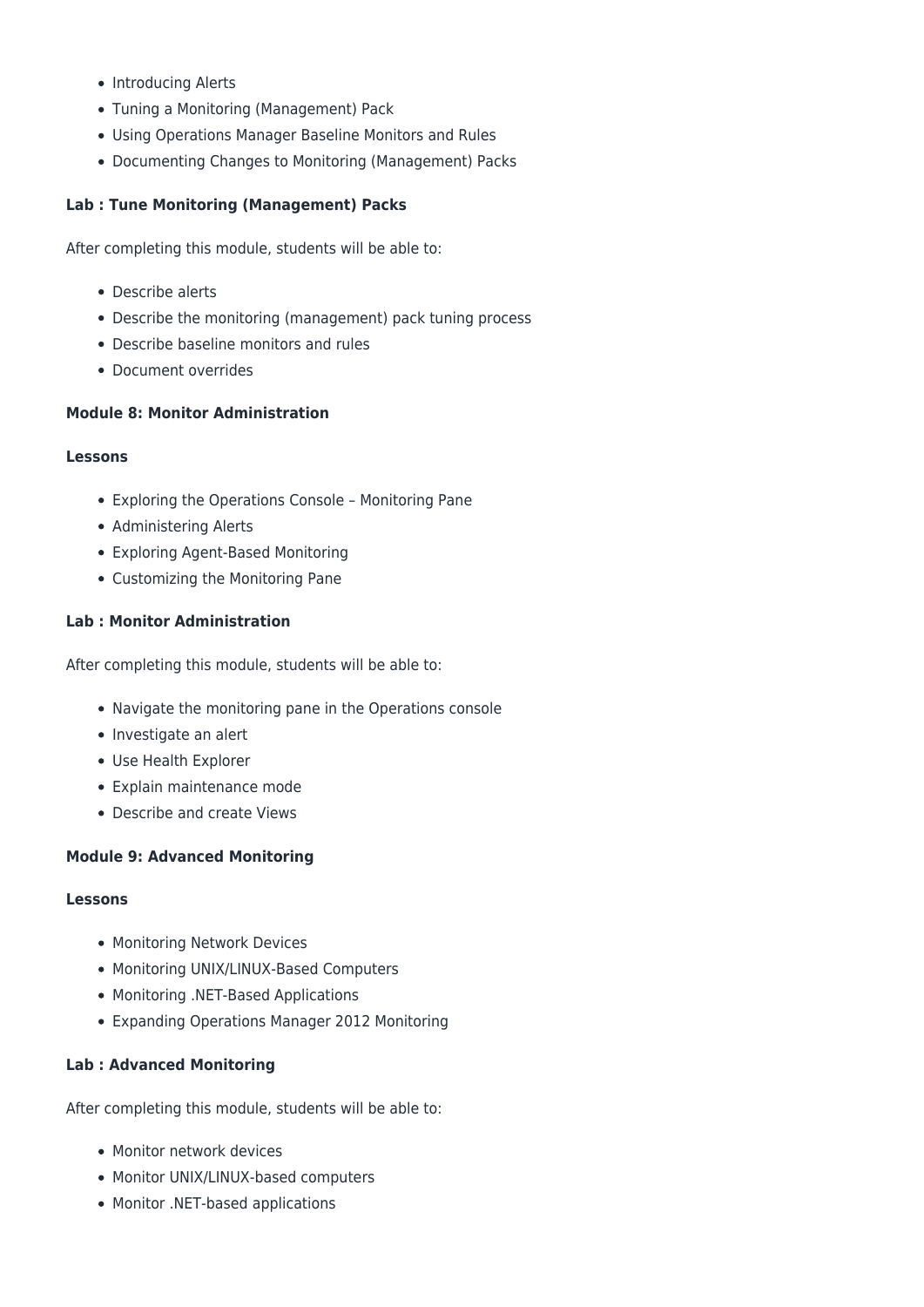- Introducing Alerts
- Tuning a Monitoring (Management) Pack
- Using Operations Manager Baseline Monitors and Rules
- Documenting Changes to Monitoring (Management) Packs

**Lab : Tune Monitoring (Management) Packs**

After completing this module, students will be able to:

- Describe alerts
- Describe the monitoring (management) pack tuning process
- Describe baseline monitors and rules
- Document overrides

**Module 8: Monitor Administration**

**Lessons**

- Exploring the Operations Console – Monitoring Pane
- Administering Alerts
- Exploring Agent-Based Monitoring
- Customizing the Monitoring Pane

**Lab : Monitor Administration**

After completing this module, students will be able to:

- Navigate the monitoring pane in the Operations console
- Investigate an alert
- Use Health Explorer
- Explain maintenance mode
- Describe and create Views

**Module 9: Advanced Monitoring**

**Lessons**

- Monitoring Network Devices
- Monitoring UNIX/LINUX-Based Computers
- Monitoring .NET-Based Applications
- Expanding Operations Manager 2012 Monitoring

**Lab : Advanced Monitoring**

After completing this module, students will be able to:

- Monitor network devices
- Monitor UNIX/LINUX-based computers
- Monitor .NET-based applications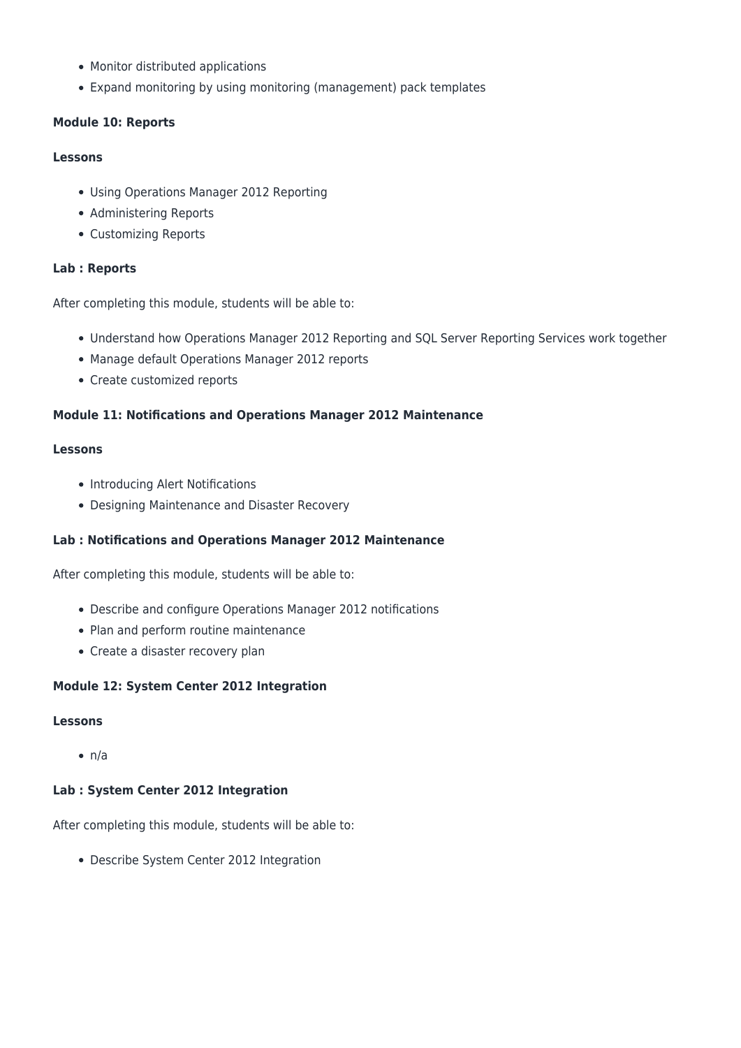- Monitor distributed applications
- Expand monitoring by using monitoring (management) pack templates

**Module 10: Reports**

**Lessons**

- Using Operations Manager 2012 Reporting
- Administering Reports
- Customizing Reports

**Lab : Reports**

After completing this module, students will be able to:

- Understand how Operations Manager 2012 Reporting and SQL Server Reporting Services work together
- Manage default Operations Manager 2012 reports
- Create customized reports

**Module 11: Notifications and Operations Manager 2012 Maintenance**

**Lessons**

- Introducing Alert Notifications
- Designing Maintenance and Disaster Recovery

**Lab : Notifications and Operations Manager 2012 Maintenance**

After completing this module, students will be able to:

- Describe and configure Operations Manager 2012 notifications
- Plan and perform routine maintenance
- Create a disaster recovery plan

**Module 12: System Center 2012 Integration**

**Lessons**

- n/a

**Lab : System Center 2012 Integration**

After completing this module, students will be able to:

- Describe System Center 2012 Integration